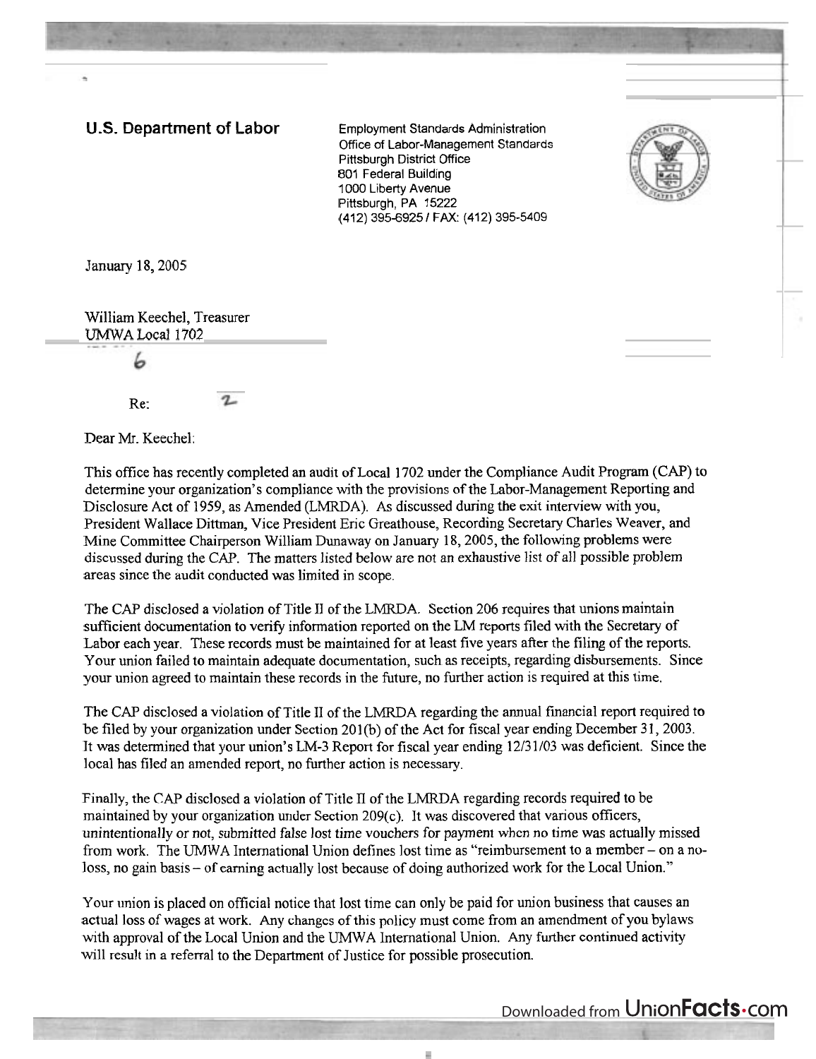**U.S. Department of Labor**

Employment Standards Administration
Office of Labor-Management Standards
Pittsburgh District Office
801 Federal Building
1000 Liberty Avenue
Pittsburgh, PA 15222
(412) 395-6925 / FAX: (412) 395-5409

January 18, 2005

William Keechel, Treasurer
UMWA Local 1702

6

Re: 2

Dear Mr. Keechel:

This office has recently completed an audit of Local 1702 under the Compliance Audit Program (CAP) to determine your organization's compliance with the provisions of the Labor-Management Reporting and Disclosure Act of 1959, as Amended (LMRDA). As discussed during the exit interview with you, President Wallace Dittman, Vice President Eric Greathouse, Recording Secretary Charles Weaver, and Mine Committee Chairperson William Dunaway on January 18, 2005, the following problems were discussed during the CAP. The matters listed below are not an exhaustive list of all possible problem areas since the audit conducted was limited in scope.

The CAP disclosed a violation of Title II of the LMRDA. Section 206 requires that unions maintain sufficient documentation to verify information reported on the LM reports filed with the Secretary of Labor each year. These records must be maintained for at least five years after the filing of the reports. Your union failed to maintain adequate documentation, such as receipts, regarding disbursements. Since your union agreed to maintain these records in the future, no further action is required at this time.

The CAP disclosed a violation of Title II of the LMRDA regarding the annual financial report required to be filed by your organization under Section 201(b) of the Act for fiscal year ending December 31, 2003. It was determined that your union's LM-3 Report for fiscal year ending 12/31/03 was deficient. Since the local has filed an amended report, no further action is necessary.

Finally, the CAP disclosed a violation of Title II of the LMRDA regarding records required to be maintained by your organization under Section 209(c). It was discovered that various officers, unintentionally or not, submitted false lost time vouchers for payment when no time was actually missed from work. The UMWA International Union defines lost time as "reimbursement to a member – on a no-loss, no gain basis – of earning actually lost because of doing authorized work for the Local Union."

Your union is placed on official notice that lost time can only be paid for union business that causes an actual loss of wages at work. Any changes of this policy must come from an amendment of you bylaws with approval of the Local Union and the UMWA International Union. Any further continued activity will result in a referral to the Department of Justice for possible prosecution.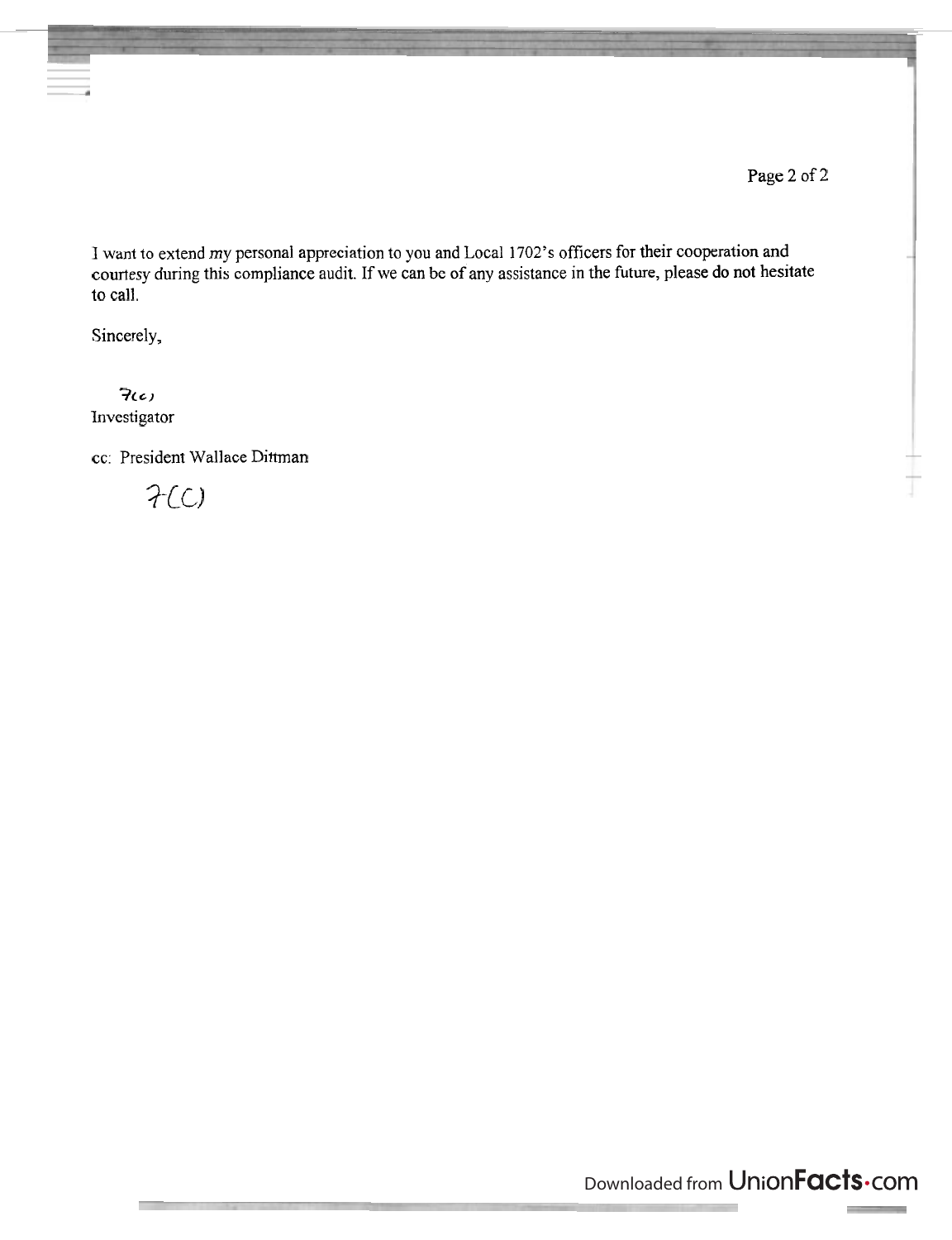I want to extend my personal appreciation to you and Local 1702's officers for their cooperation and courtesy during this compliance audit. If we can be of any assistance in the future, please do not hesitate to call.

Sincerely,

7(c)
Investigator

cc: President Wallace Dittman

7(C)